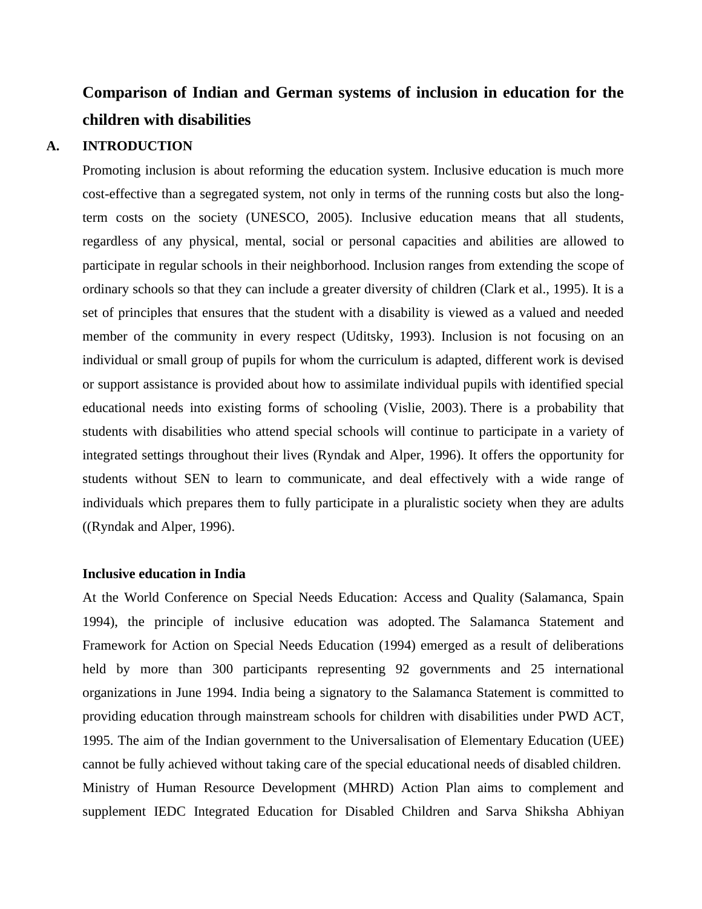# Comparison of Indian and German systems of inclusion in education for the children with disabilities

## A. INTRODUCTION

Promoting inclusion is about reforming the education system. Inclusive education is much more cost-effective than a segregated system, not only in terms of the running costs but also the long-term costs on the society (UNESCO, 2005). Inclusive education means that all students, regardless of any physical, mental, social or personal capacities and abilities are allowed to participate in regular schools in their neighborhood. Inclusion ranges from extending the scope of ordinary schools so that they can include a greater diversity of children (Clark et al., 1995). It is a set of principles that ensures that the student with a disability is viewed as a valued and needed member of the community in every respect (Uditsky, 1993). Inclusion is not focusing on an individual or small group of pupils for whom the curriculum is adapted, different work is devised or support assistance is provided about how to assimilate individual pupils with identified special educational needs into existing forms of schooling (Vislie, 2003). There is a probability that students with disabilities who attend special schools will continue to participate in a variety of integrated settings throughout their lives (Ryndak and Alper, 1996). It offers the opportunity for students without SEN to learn to communicate, and deal effectively with a wide range of individuals which prepares them to fully participate in a pluralistic society when they are adults ((Ryndak and Alper, 1996).

### Inclusive education in India

At the World Conference on Special Needs Education: Access and Quality (Salamanca, Spain 1994), the principle of inclusive education was adopted. The Salamanca Statement and Framework for Action on Special Needs Education (1994) emerged as a result of deliberations held by more than 300 participants representing 92 governments and 25 international organizations in June 1994. India being a signatory to the Salamanca Statement is committed to providing education through mainstream schools for children with disabilities under PWD ACT, 1995. The aim of the Indian government to the Universalisation of Elementary Education (UEE) cannot be fully achieved without taking care of the special educational needs of disabled children. Ministry of Human Resource Development (MHRD) Action Plan aims to complement and supplement IEDC Integrated Education for Disabled Children and Sarva Shiksha Abhiyan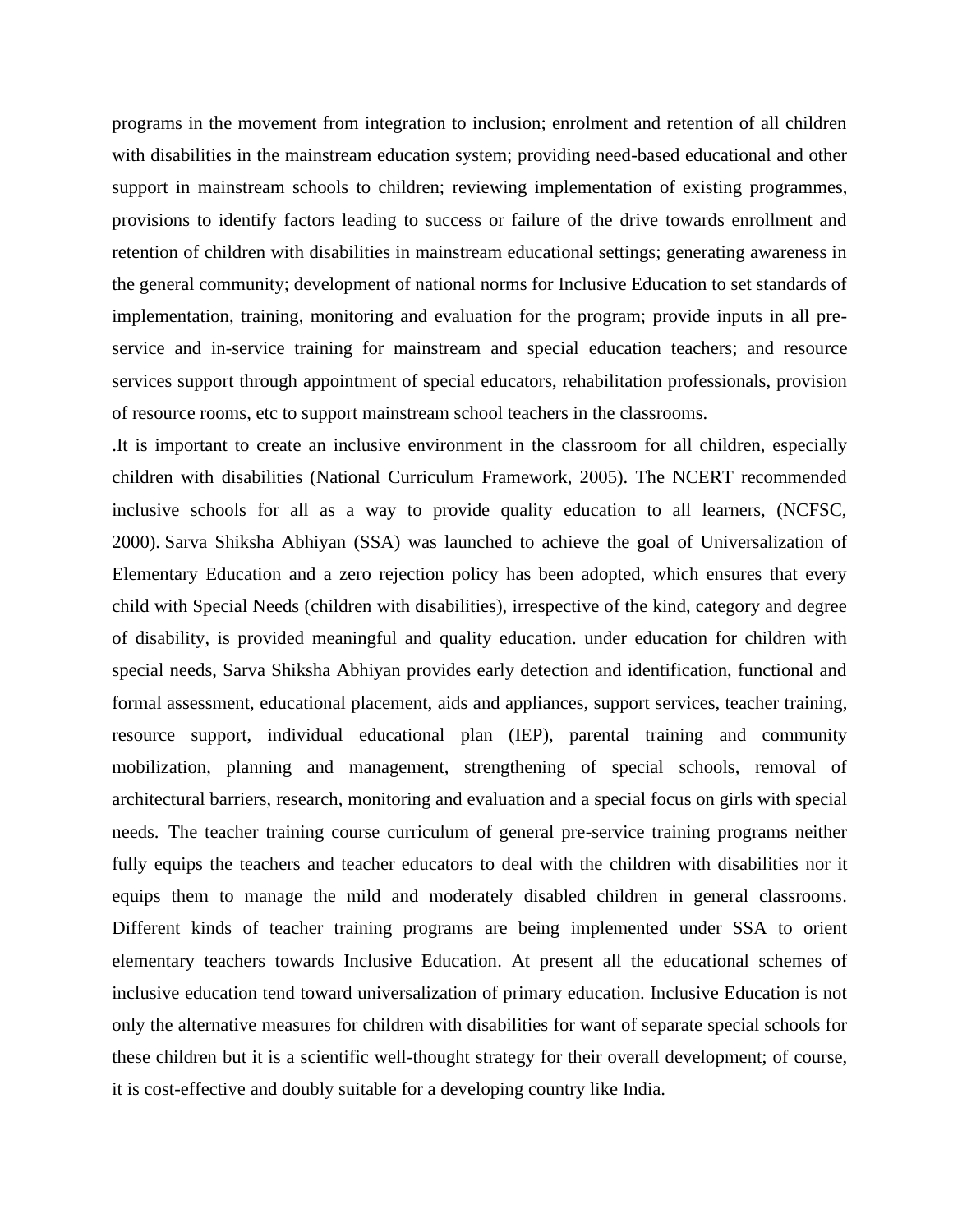programs in the movement from integration to inclusion; enrolment and retention of all children with disabilities in the mainstream education system; providing need-based educational and other support in mainstream schools to children; reviewing implementation of existing programmes, provisions to identify factors leading to success or failure of the drive towards enrollment and retention of children with disabilities in mainstream educational settings; generating awareness in the general community; development of national norms for Inclusive Education to set standards of implementation, training, monitoring and evaluation for the program; provide inputs in all pre-service and in-service training for mainstream and special education teachers; and resource services support through appointment of special educators, rehabilitation professionals, provision of resource rooms, etc to support mainstream school teachers in the classrooms.

.It is important to create an inclusive environment in the classroom for all children, especially children with disabilities (National Curriculum Framework, 2005). The NCERT recommended inclusive schools for all as a way to provide quality education to all learners, (NCFSC, 2000). Sarva Shiksha Abhiyan (SSA) was launched to achieve the goal of Universalization of Elementary Education and a zero rejection policy has been adopted, which ensures that every child with Special Needs (children with disabilities), irrespective of the kind, category and degree of disability, is provided meaningful and quality education. under education for children with special needs, Sarva Shiksha Abhiyan provides early detection and identification, functional and formal assessment, educational placement, aids and appliances, support services, teacher training, resource support, individual educational plan (IEP), parental training and community mobilization, planning and management, strengthening of special schools, removal of architectural barriers, research, monitoring and evaluation and a special focus on girls with special needs. The teacher training course curriculum of general pre-service training programs neither fully equips the teachers and teacher educators to deal with the children with disabilities nor it equips them to manage the mild and moderately disabled children in general classrooms. Different kinds of teacher training programs are being implemented under SSA to orient elementary teachers towards Inclusive Education. At present all the educational schemes of inclusive education tend toward universalization of primary education. Inclusive Education is not only the alternative measures for children with disabilities for want of separate special schools for these children but it is a scientific well-thought strategy for their overall development; of course, it is cost-effective and doubly suitable for a developing country like India.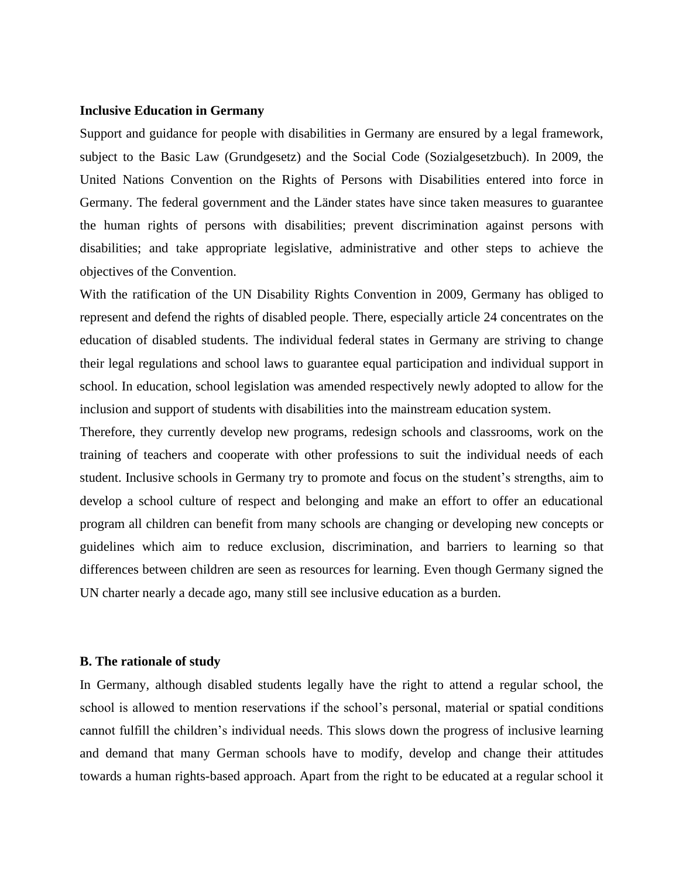**Inclusive Education in Germany**

Support and guidance for people with disabilities in Germany are ensured by a legal framework, subject to the Basic Law (Grundgesetz) and the Social Code (Sozialgesetzbuch). In 2009, the United Nations Convention on the Rights of Persons with Disabilities entered into force in Germany. The federal government and the Länder states have since taken measures to guarantee the human rights of persons with disabilities; prevent discrimination against persons with disabilities; and take appropriate legislative, administrative and other steps to achieve the objectives of the Convention.

With the ratification of the UN Disability Rights Convention in 2009, Germany has obliged to represent and defend the rights of disabled people. There, especially article 24 concentrates on the education of disabled students. The individual federal states in Germany are striving to change their legal regulations and school laws to guarantee equal participation and individual support in school. In education, school legislation was amended respectively newly adopted to allow for the inclusion and support of students with disabilities into the mainstream education system.

Therefore, they currently develop new programs, redesign schools and classrooms, work on the training of teachers and cooperate with other professions to suit the individual needs of each student. Inclusive schools in Germany try to promote and focus on the student's strengths, aim to develop a school culture of respect and belonging and make an effort to offer an educational program all children can benefit from many schools are changing or developing new concepts or guidelines which aim to reduce exclusion, discrimination, and barriers to learning so that differences between children are seen as resources for learning. Even though Germany signed the UN charter nearly a decade ago, many still see inclusive education as a burden.

**B. The rationale of study**

In Germany, although disabled students legally have the right to attend a regular school, the school is allowed to mention reservations if the school's personal, material or spatial conditions cannot fulfill the children's individual needs. This slows down the progress of inclusive learning and demand that many German schools have to modify, develop and change their attitudes towards a human rights-based approach. Apart from the right to be educated at a regular school it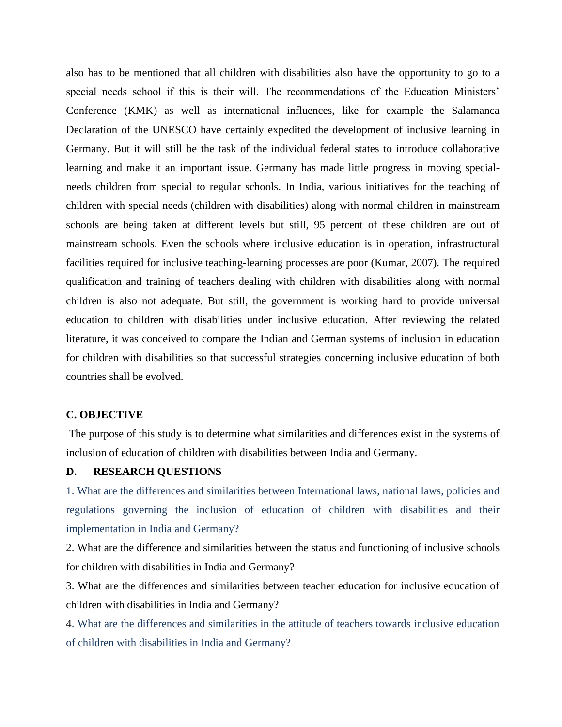also has to be mentioned that all children with disabilities also have the opportunity to go to a special needs school if this is their will. The recommendations of the Education Ministers' Conference (KMK) as well as international influences, like for example the Salamanca Declaration of the UNESCO have certainly expedited the development of inclusive learning in Germany. But it will still be the task of the individual federal states to introduce collaborative learning and make it an important issue. Germany has made little progress in moving special-needs children from special to regular schools. In India, various initiatives for the teaching of children with special needs (children with disabilities) along with normal children in mainstream schools are being taken at different levels but still, 95 percent of these children are out of mainstream schools. Even the schools where inclusive education is in operation, infrastructural facilities required for inclusive teaching-learning processes are poor (Kumar, 2007). The required qualification and training of teachers dealing with children with disabilities along with normal children is also not adequate. But still, the government is working hard to provide universal education to children with disabilities under inclusive education. After reviewing the related literature, it was conceived to compare the Indian and German systems of inclusion in education for children with disabilities so that successful strategies concerning inclusive education of both countries shall be evolved.

### C. OBJECTIVE

The purpose of this study is to determine what similarities and differences exist in the systems of inclusion of education of children with disabilities between India and Germany.

### D. RESEARCH QUESTIONS

1. What are the differences and similarities between International laws, national laws, policies and regulations governing the inclusion of education of children with disabilities and their implementation in India and Germany?
2. What are the difference and similarities between the status and functioning of inclusive schools for children with disabilities in India and Germany?
3. What are the differences and similarities between teacher education for inclusive education of children with disabilities in India and Germany?
4. What are the differences and similarities in the attitude of teachers towards inclusive education of children with disabilities in India and Germany?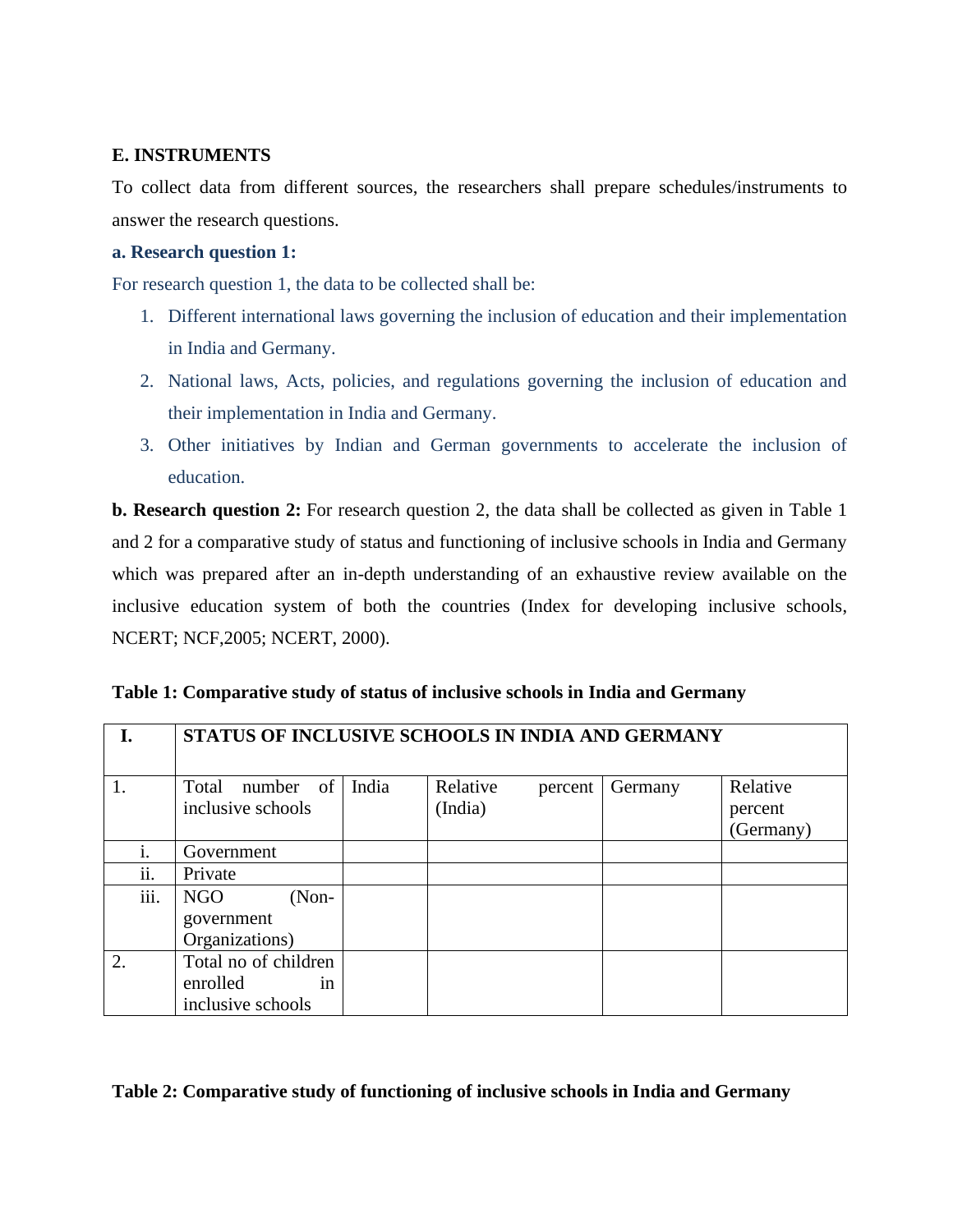**E. INSTRUMENTS**

To collect data from different sources, the researchers shall prepare schedules/instruments to answer the research questions.

**a. Research question 1:**

For research question 1, the data to be collected shall be:

1. Different international laws governing the inclusion of education and their implementation in India and Germany.
2. National laws, Acts, policies, and regulations governing the inclusion of education and their implementation in India and Germany.
3. Other initiatives by Indian and German governments to accelerate the inclusion of education.

**b. Research question 2:** For research question 2, the data shall be collected as given in Table 1 and 2 for a comparative study of status and functioning of inclusive schools in India and Germany which was prepared after an in-depth understanding of an exhaustive review available on the inclusive education system of both the countries (Index for developing inclusive schools, NCERT; NCF,2005; NCERT, 2000).

**Table 1: Comparative study of status of inclusive schools in India and Germany**

| I. | STATUS OF INCLUSIVE SCHOOLS IN INDIA AND GERMANY | | | | |
|---|---|---|---|---|---|
| 1. | Total number of inclusive schools | India | Relative percent (India) | Germany | Relative percent (Germany) |
| i. | Government | | | | |
| ii. | Private | | | | |
| iii. | NGO (Non-government Organizations) | | | | |
| 2. | Total no of children enrolled in inclusive schools | | | | |

**Table 2: Comparative study of functioning of inclusive schools in India and Germany**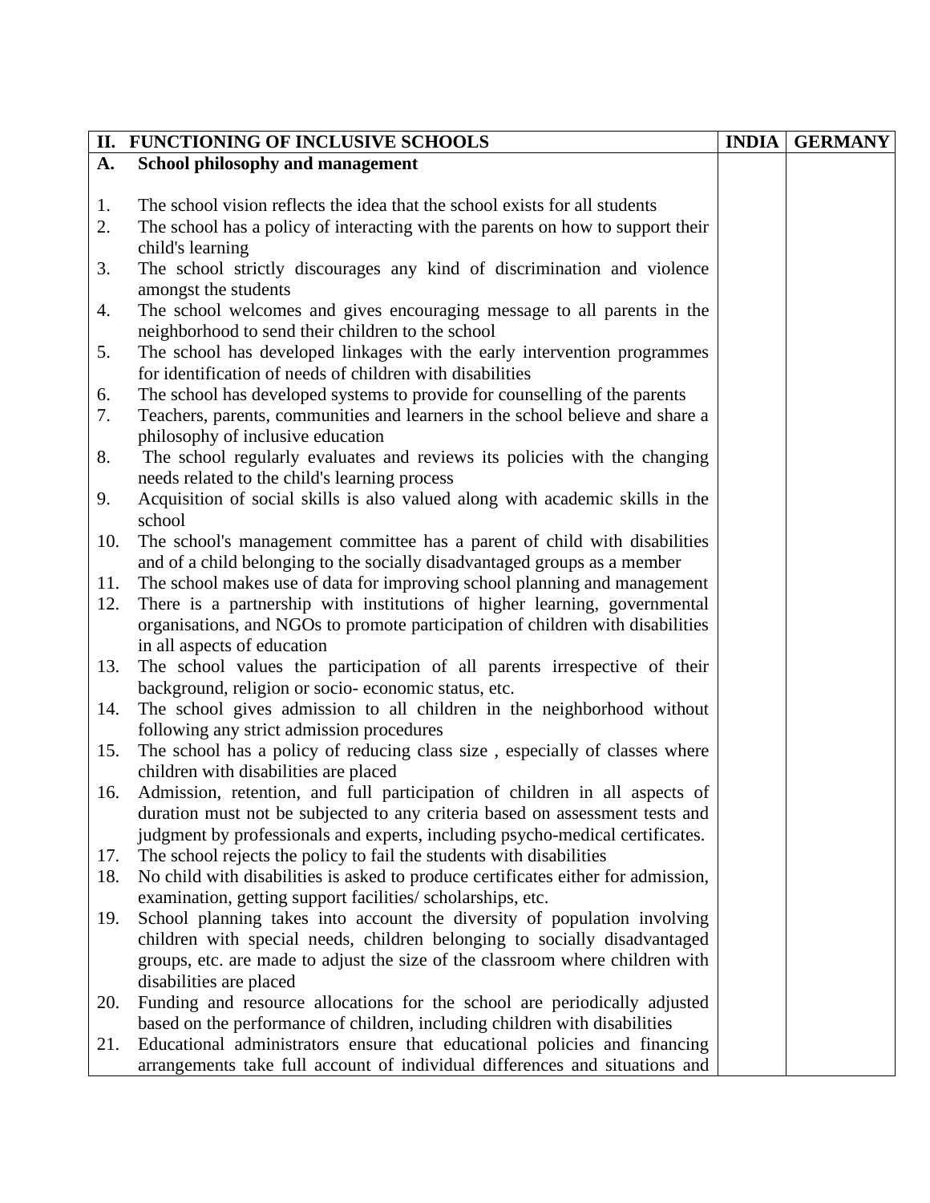| II. FUNCTIONING OF INCLUSIVE SCHOOLS | INDIA | GERMANY |
|---|---|---|
| **A. School philosophy and management** | | |
| 1. The school vision reflects the idea that the school exists for all students | | |
| 2. The school has a policy of interacting with the parents on how to support their child's learning | | |
| 3. The school strictly discourages any kind of discrimination and violence amongst the students | | |
| 4. The school welcomes and gives encouraging message to all parents in the neighborhood to send their children to the school | | |
| 5. The school has developed linkages with the early intervention programmes for identification of needs of children with disabilities | | |
| 6. The school has developed systems to provide for counselling of the parents | | |
| 7. Teachers, parents, communities and learners in the school believe and share a philosophy of inclusive education | | |
| 8. The school regularly evaluates and reviews its policies with the changing needs related to the child's learning process | | |
| 9. Acquisition of social skills is also valued along with academic skills in the school | | |
| 10. The school's management committee has a parent of child with disabilities and of a child belonging to the socially disadvantaged groups as a member | | |
| 11. The school makes use of data for improving school planning and management | | |
| 12. There is a partnership with institutions of higher learning, governmental organisations, and NGOs to promote participation of children with disabilities in all aspects of education | | |
| 13. The school values the participation of all parents irrespective of their background, religion or socio- economic status, etc. | | |
| 14. The school gives admission to all children in the neighborhood without following any strict admission procedures | | |
| 15. The school has a policy of reducing class size , especially of classes where children with disabilities are placed | | |
| 16. Admission, retention, and full participation of children in all aspects of duration must not be subjected to any criteria based on assessment tests and judgment by professionals and experts, including psycho-medical certificates. | | |
| 17. The school rejects the policy to fail the students with disabilities | | |
| 18. No child with disabilities is asked to produce certificates either for admission, examination, getting support facilities/ scholarships, etc. | | |
| 19. School planning takes into account the diversity of population involving children with special needs, children belonging to socially disadvantaged groups, etc. are made to adjust the size of the classroom where children with disabilities are placed | | |
| 20. Funding and resource allocations for the school are periodically adjusted based on the performance of children, including children with disabilities | | |
| 21. Educational administrators ensure that educational policies and financing arrangements take full account of individual differences and situations and | | |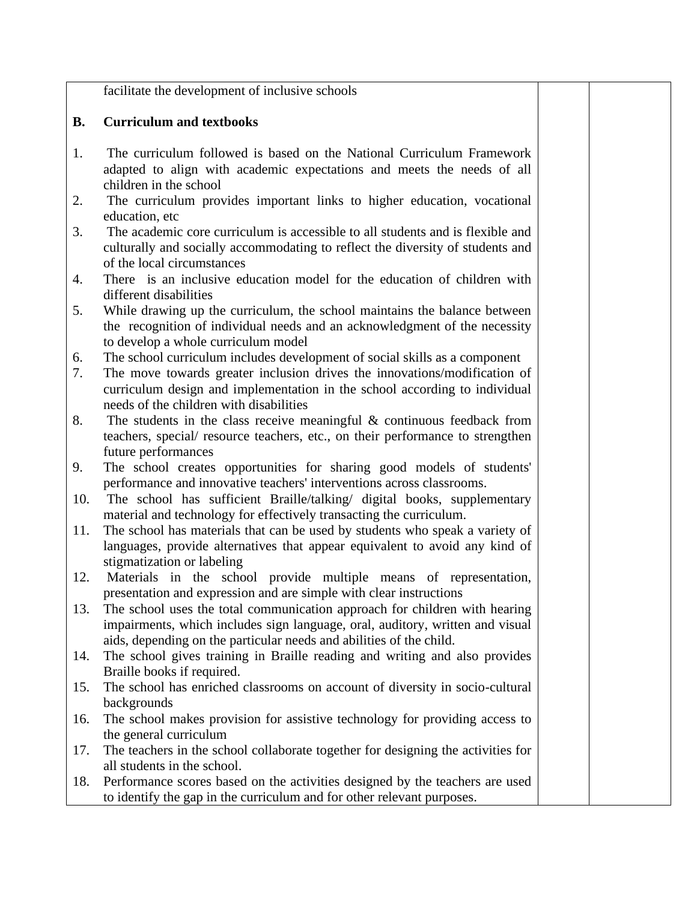| | | | |
|---|---|---|---|
| | facilitate the development of inclusive schools | | |
| **B.** | **Curriculum and textbooks** | | |
| 1. | The curriculum followed is based on the National Curriculum Framework adapted to align with academic expectations and meets the needs of all children in the school | | |
| 2. | The curriculum provides important links to higher education, vocational education, etc | | |
| 3. | The academic core curriculum is accessible to all students and is flexible and culturally and socially accommodating to reflect the diversity of students and of the local circumstances | | |
| 4. | There is an inclusive education model for the education of children with different disabilities | | |
| 5. | While drawing up the curriculum, the school maintains the balance between the recognition of individual needs and an acknowledgment of the necessity to develop a whole curriculum model | | |
| 6. | The school curriculum includes development of social skills as a component | | |
| 7. | The move towards greater inclusion drives the innovations/modification of curriculum design and implementation in the school according to individual needs of the children with disabilities | | |
| 8. | The students in the class receive meaningful & continuous feedback from teachers, special/ resource teachers, etc., on their performance to strengthen future performances | | |
| 9. | The school creates opportunities for sharing good models of students' performance and innovative teachers' interventions across classrooms. | | |
| 10. | The school has sufficient Braille/talking/ digital books, supplementary material and technology for effectively transacting the curriculum. | | |
| 11. | The school has materials that can be used by students who speak a variety of languages, provide alternatives that appear equivalent to avoid any kind of stigmatization or labeling | | |
| 12. | Materials in the school provide multiple means of representation, presentation and expression and are simple with clear instructions | | |
| 13. | The school uses the total communication approach for children with hearing impairments, which includes sign language, oral, auditory, written and visual aids, depending on the particular needs and abilities of the child. | | |
| 14. | The school gives training in Braille reading and writing and also provides Braille books if required. | | |
| 15. | The school has enriched classrooms on account of diversity in socio-cultural backgrounds | | |
| 16. | The school makes provision for assistive technology for providing access to the general curriculum | | |
| 17. | The teachers in the school collaborate together for designing the activities for all students in the school. | | |
| 18. | Performance scores based on the activities designed by the teachers are used to identify the gap in the curriculum and for other relevant purposes. | | |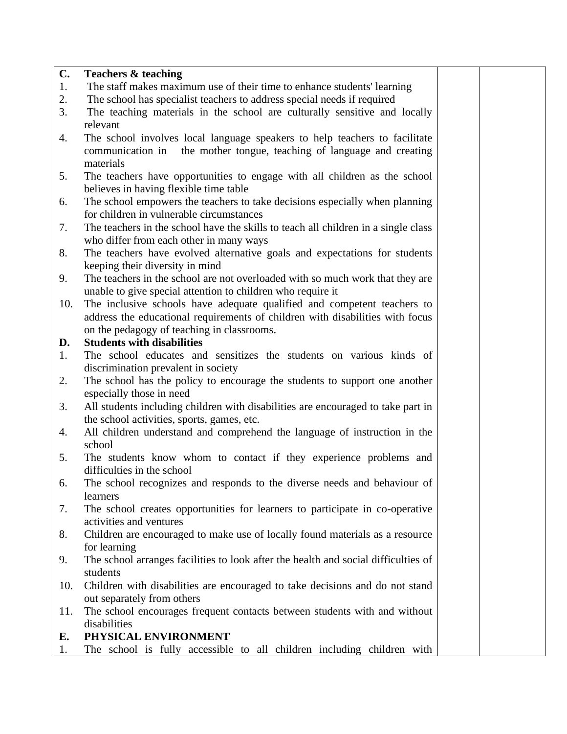| | | | |
|---|---|---|---|
| **C.** | **Teachers & teaching** | | |
| 1. | The staff makes maximum use of their time to enhance students' learning | | |
| 2. | The school has specialist teachers to address special needs if required | | |
| 3. | The teaching materials in the school are culturally sensitive and locally relevant | | |
| 4. | The school involves local language speakers to help teachers to facilitate communication in the mother tongue, teaching of language and creating materials | | |
| 5. | The teachers have opportunities to engage with all children as the school believes in having flexible time table | | |
| 6. | The school empowers the teachers to take decisions especially when planning for children in vulnerable circumstances | | |
| 7. | The teachers in the school have the skills to teach all children in a single class who differ from each other in many ways | | |
| 8. | The teachers have evolved alternative goals and expectations for students keeping their diversity in mind | | |
| 9. | The teachers in the school are not overloaded with so much work that they are unable to give special attention to children who require it | | |
| 10. | The inclusive schools have adequate qualified and competent teachers to address the educational requirements of children with disabilities with focus on the pedagogy of teaching in classrooms. | | |
| **D.** | **Students with disabilities** | | |
| 1. | The school educates and sensitizes the students on various kinds of discrimination prevalent in society | | |
| 2. | The school has the policy to encourage the students to support one another especially those in need | | |
| 3. | All students including children with disabilities are encouraged to take part in the school activities, sports, games, etc. | | |
| 4. | All children understand and comprehend the language of instruction in the school | | |
| 5. | The students know whom to contact if they experience problems and difficulties in the school | | |
| 6. | The school recognizes and responds to the diverse needs and behaviour of learners | | |
| 7. | The school creates opportunities for learners to participate in co-operative activities and ventures | | |
| 8. | Children are encouraged to make use of locally found materials as a resource for learning | | |
| 9. | The school arranges facilities to look after the health and social difficulties of students | | |
| 10. | Children with disabilities are encouraged to take decisions and do not stand out separately from others | | |
| 11. | The school encourages frequent contacts between students with and without disabilities | | |
| **E.** | **PHYSICAL ENVIRONMENT** | | |
| 1. | The school is fully accessible to all children including children with | | |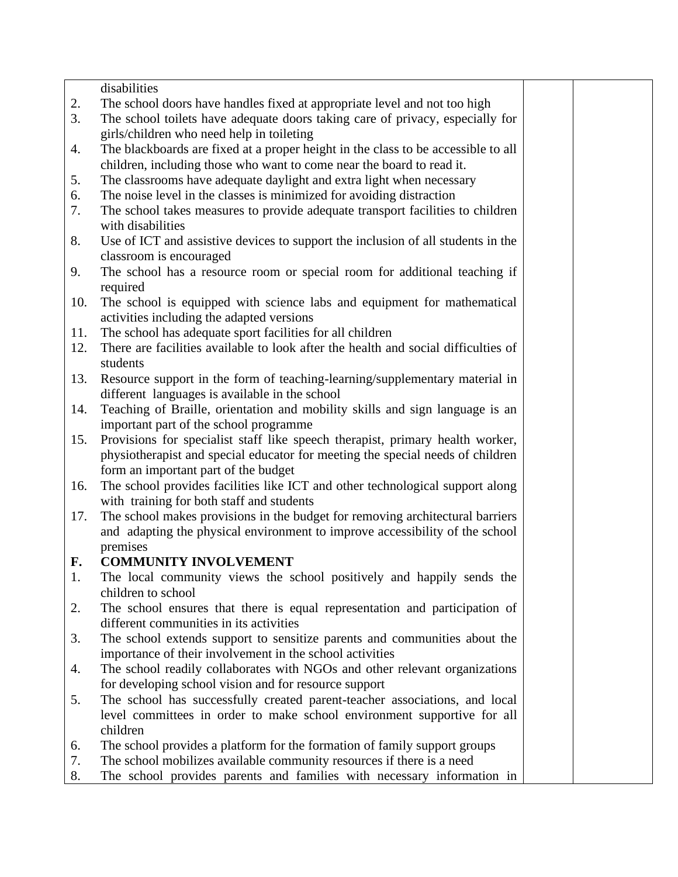| | | |
|---|---|---|
| disabilities | | |
| 2. The school doors have handles fixed at appropriate level and not too high | | |
| 3. The school toilets have adequate doors taking care of privacy, especially for girls/children who need help in toileting | | |
| 4. The blackboards are fixed at a proper height in the class to be accessible to all children, including those who want to come near the board to read it. | | |
| 5. The classrooms have adequate daylight and extra light when necessary | | |
| 6. The noise level in the classes is minimized for avoiding distraction | | |
| 7. The school takes measures to provide adequate transport facilities to children with disabilities | | |
| 8. Use of ICT and assistive devices to support the inclusion of all students in the classroom is encouraged | | |
| 9. The school has a resource room or special room for additional teaching if required | | |
| 10. The school is equipped with science labs and equipment for mathematical activities including the adapted versions | | |
| 11. The school has adequate sport facilities for all children | | |
| 12. There are facilities available to look after the health and social difficulties of students | | |
| 13. Resource support in the form of teaching-learning/supplementary material in different languages is available in the school | | |
| 14. Teaching of Braille, orientation and mobility skills and sign language is an important part of the school programme | | |
| 15. Provisions for specialist staff like speech therapist, primary health worker, physiotherapist and special educator for meeting the special needs of children form an important part of the budget | | |
| 16. The school provides facilities like ICT and other technological support along with training for both staff and students | | |
| 17. The school makes provisions in the budget for removing architectural barriers and adapting the physical environment to improve accessibility of the school premises | | |
| **F. COMMUNITY INVOLVEMENT** | | |
| 1. The local community views the school positively and happily sends the children to school | | |
| 2. The school ensures that there is equal representation and participation of different communities in its activities | | |
| 3. The school extends support to sensitize parents and communities about the importance of their involvement in the school activities | | |
| 4. The school readily collaborates with NGOs and other relevant organizations for developing school vision and for resource support | | |
| 5. The school has successfully created parent-teacher associations, and local level committees in order to make school environment supportive for all children | | |
| 6. The school provides a platform for the formation of family support groups | | |
| 7. The school mobilizes available community resources if there is a need | | |
| 8. The school provides parents and families with necessary information in | | |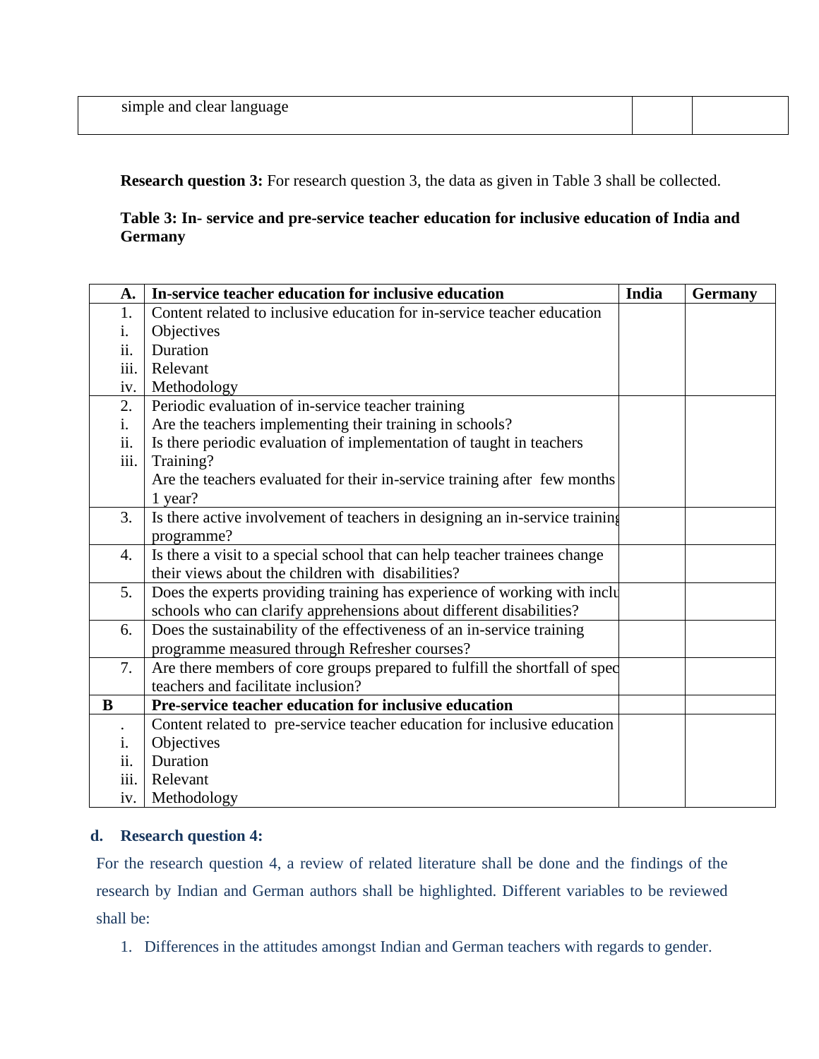| simple and clear language | | |
|---|---|---|

**Research question 3:** For research question 3, the data as given in Table 3 shall be collected.

**Table 3: In- service and pre-service teacher education for inclusive education of India and Germany**

| **A.** | **In-service teacher education for inclusive education** | **India** | **Germany** |
|---|---|---|---|
| 1.<br>i.<br>ii.<br>iii.<br>iv. | Content related to inclusive education for in-service teacher education<br>Objectives<br>Duration<br>Relevant<br>Methodology | | |
| 2.<br>i.<br>ii.<br>iii. | Periodic evaluation of in-service teacher training<br>Are the teachers implementing their training in schools?<br>Is there periodic evaluation of implementation of taught in teachers Training?<br>Are the teachers evaluated for their in-service training after few months 1 year? | | |
| 3. | Is there active involvement of teachers in designing an in-service training programme? | | |
| 4. | Is there a visit to a special school that can help teacher trainees change their views about the children with disabilities? | | |
| 5. | Does the experts providing training has experience of working with inclu schools who can clarify apprehensions about different disabilities? | | |
| 6. | Does the sustainability of the effectiveness of an in-service training programme measured through Refresher courses? | | |
| 7. | Are there members of core groups prepared to fulfill the shortfall of spec teachers and facilitate inclusion? | | |
| **B** | **Pre-service teacher education for inclusive education** | | |
| .<br>i.<br>ii.<br>iii.<br>iv. | Content related to pre-service teacher education for inclusive education<br>Objectives<br>Duration<br>Relevant<br>Methodology | | |

**d. Research question 4:**

For the research question 4, a review of related literature shall be done and the findings of the research by Indian and German authors shall be highlighted. Different variables to be reviewed shall be:

1. Differences in the attitudes amongst Indian and German teachers with regards to gender.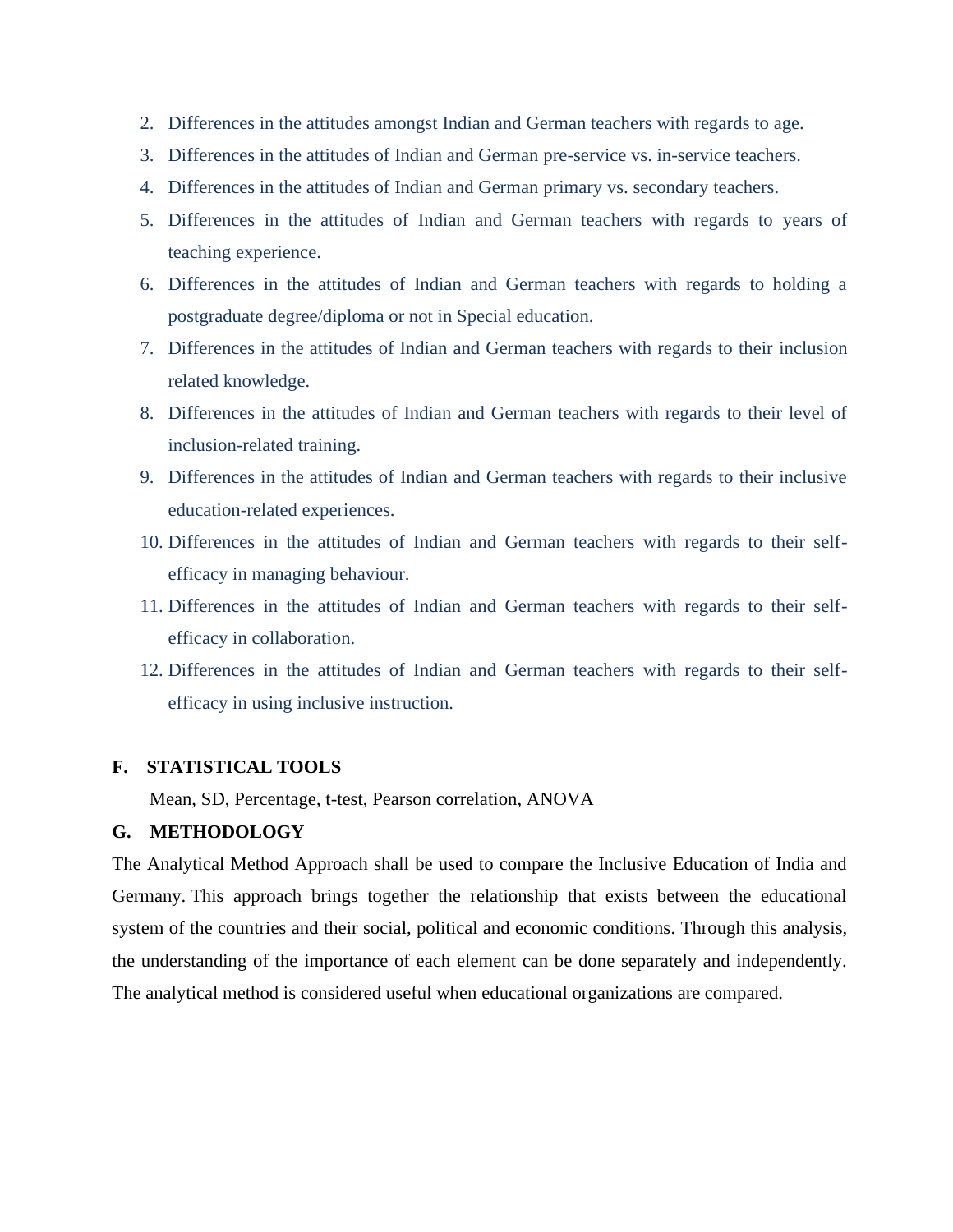2. Differences in the attitudes amongst Indian and German teachers with regards to age.
3. Differences in the attitudes of Indian and German pre-service vs. in-service teachers.
4. Differences in the attitudes of Indian and German primary vs. secondary teachers.
5. Differences in the attitudes of Indian and German teachers with regards to years of teaching experience.
6. Differences in the attitudes of Indian and German teachers with regards to holding a postgraduate degree/diploma or not in Special education.
7. Differences in the attitudes of Indian and German teachers with regards to their inclusion related knowledge.
8. Differences in the attitudes of Indian and German teachers with regards to their level of inclusion-related training.
9. Differences in the attitudes of Indian and German teachers with regards to their inclusive education-related experiences.
10. Differences in the attitudes of Indian and German teachers with regards to their self-efficacy in managing behaviour.
11. Differences in the attitudes of Indian and German teachers with regards to their self-efficacy in collaboration.
12. Differences in the attitudes of Indian and German teachers with regards to their self-efficacy in using inclusive instruction.

## F. STATISTICAL TOOLS

Mean, SD, Percentage, t-test, Pearson correlation, ANOVA

## G. METHODOLOGY

The Analytical Method Approach shall be used to compare the Inclusive Education of India and Germany. This approach brings together the relationship that exists between the educational system of the countries and their social, political and economic conditions. Through this analysis, the understanding of the importance of each element can be done separately and independently. The analytical method is considered useful when educational organizations are compared.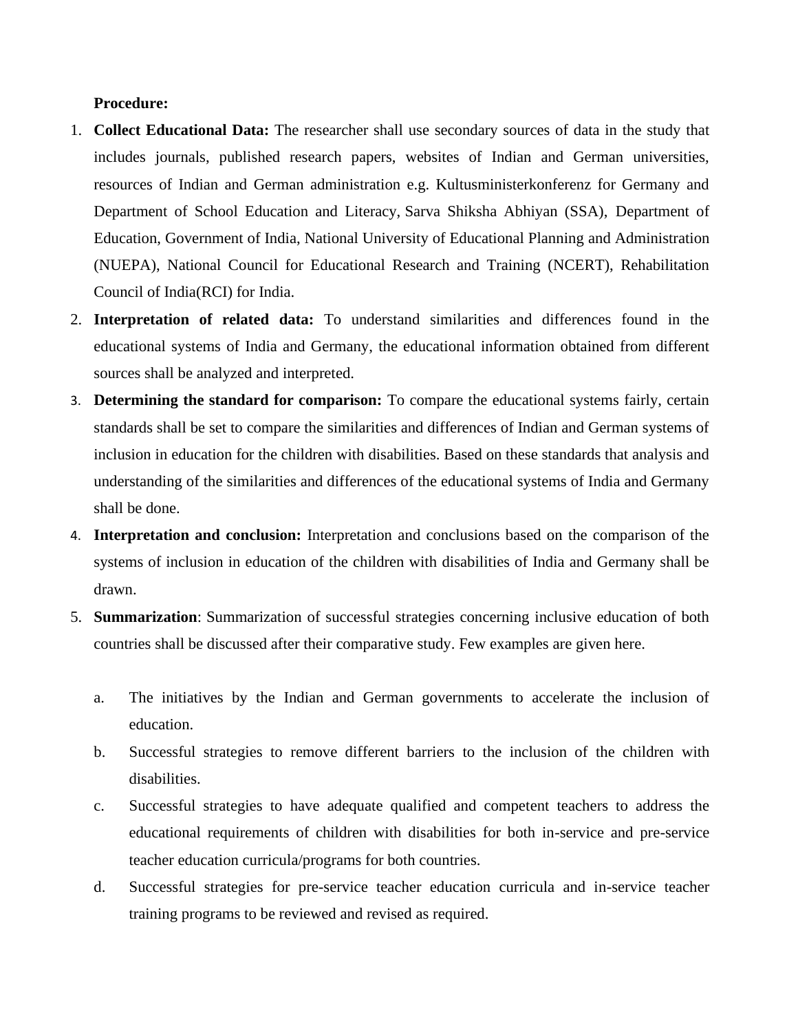**Procedure:**

1. **Collect Educational Data:** The researcher shall use secondary sources of data in the study that includes journals, published research papers, websites of Indian and German universities, resources of Indian and German administration e.g. Kultusministerkonferenz for Germany and Department of School Education and Literacy, Sarva Shiksha Abhiyan (SSA), Department of Education, Government of India, National University of Educational Planning and Administration (NUEPA), National Council for Educational Research and Training (NCERT), Rehabilitation Council of India(RCI) for India.
2. **Interpretation of related data:** To understand similarities and differences found in the educational systems of India and Germany, the educational information obtained from different sources shall be analyzed and interpreted.
3. **Determining the standard for comparison:** To compare the educational systems fairly, certain standards shall be set to compare the similarities and differences of Indian and German systems of inclusion in education for the children with disabilities. Based on these standards that analysis and understanding of the similarities and differences of the educational systems of India and Germany shall be done.
4. **Interpretation and conclusion:** Interpretation and conclusions based on the comparison of the systems of inclusion in education of the children with disabilities of India and Germany shall be drawn.
5. **Summarization**: Summarization of successful strategies concerning inclusive education of both countries shall be discussed after their comparative study. Few examples are given here.

    a. The initiatives by the Indian and German governments to accelerate the inclusion of education.
    b. Successful strategies to remove different barriers to the inclusion of the children with disabilities.
    c. Successful strategies to have adequate qualified and competent teachers to address the educational requirements of children with disabilities for both in-service and pre-service teacher education curricula/programs for both countries.
    d. Successful strategies for pre-service teacher education curricula and in-service teacher training programs to be reviewed and revised as required.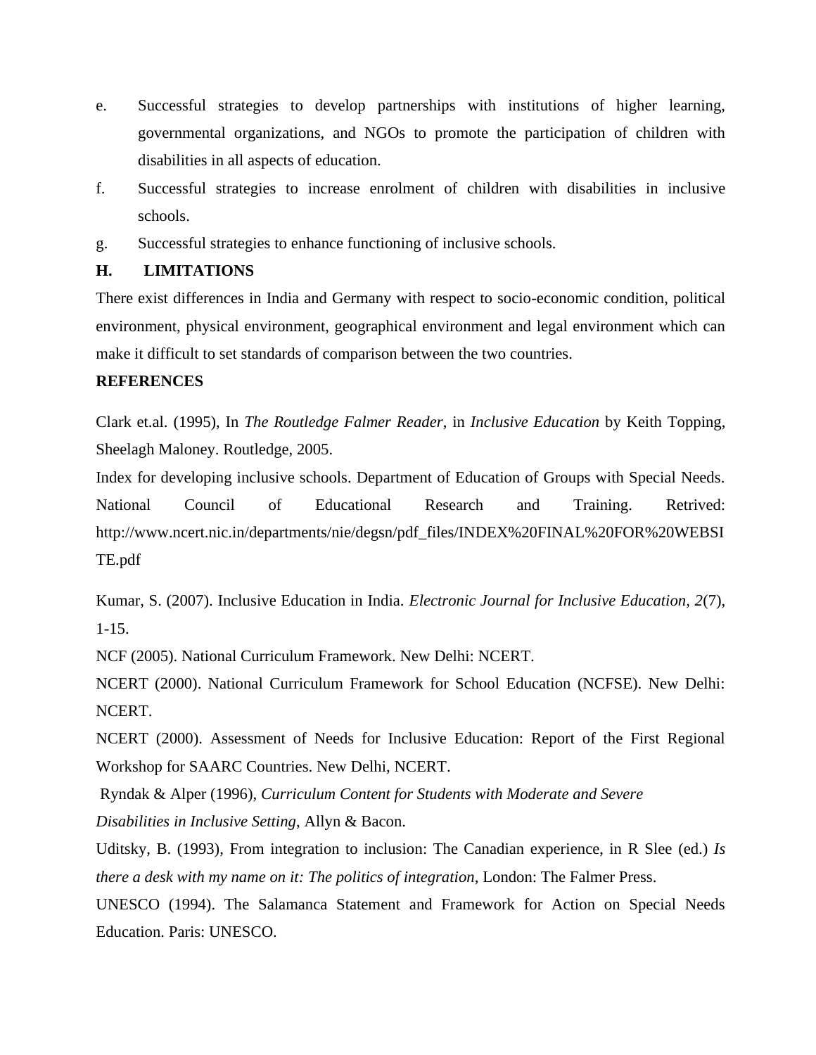e. Successful strategies to develop partnerships with institutions of higher learning, governmental organizations, and NGOs to promote the participation of children with disabilities in all aspects of education.

f. Successful strategies to increase enrolment of children with disabilities in inclusive schools.

g. Successful strategies to enhance functioning of inclusive schools.

## H. LIMITATIONS

There exist differences in India and Germany with respect to socio-economic condition, political environment, physical environment, geographical environment and legal environment which can make it difficult to set standards of comparison between the two countries.

## REFERENCES

Clark et.al. (1995), In *The Routledge Falmer Reader*, in *Inclusive Education* by Keith Topping, Sheelagh Maloney. Routledge, 2005.

Index for developing inclusive schools. Department of Education of Groups with Special Needs. National Council of Educational Research and Training. Retrived: http://www.ncert.nic.in/departments/nie/degsn/pdf_files/INDEX%20FINAL%20FOR%20WEBSITE.pdf

Kumar, S. (2007). Inclusive Education in India. *Electronic Journal for Inclusive Education, 2*(7), 1-15.

NCF (2005). National Curriculum Framework. New Delhi: NCERT.

NCERT (2000). National Curriculum Framework for School Education (NCFSE). New Delhi: NCERT.

NCERT (2000). Assessment of Needs for Inclusive Education: Report of the First Regional Workshop for SAARC Countries. New Delhi, NCERT.

Ryndak & Alper (1996), *Curriculum Content for Students with Moderate and Severe Disabilities in Inclusive Setting*, Allyn & Bacon.

Uditsky, B. (1993), From integration to inclusion: The Canadian experience, in R Slee (ed.) *Is there a desk with my name on it: The politics of integration*, London: The Falmer Press.

UNESCO (1994). The Salamanca Statement and Framework for Action on Special Needs Education. Paris: UNESCO.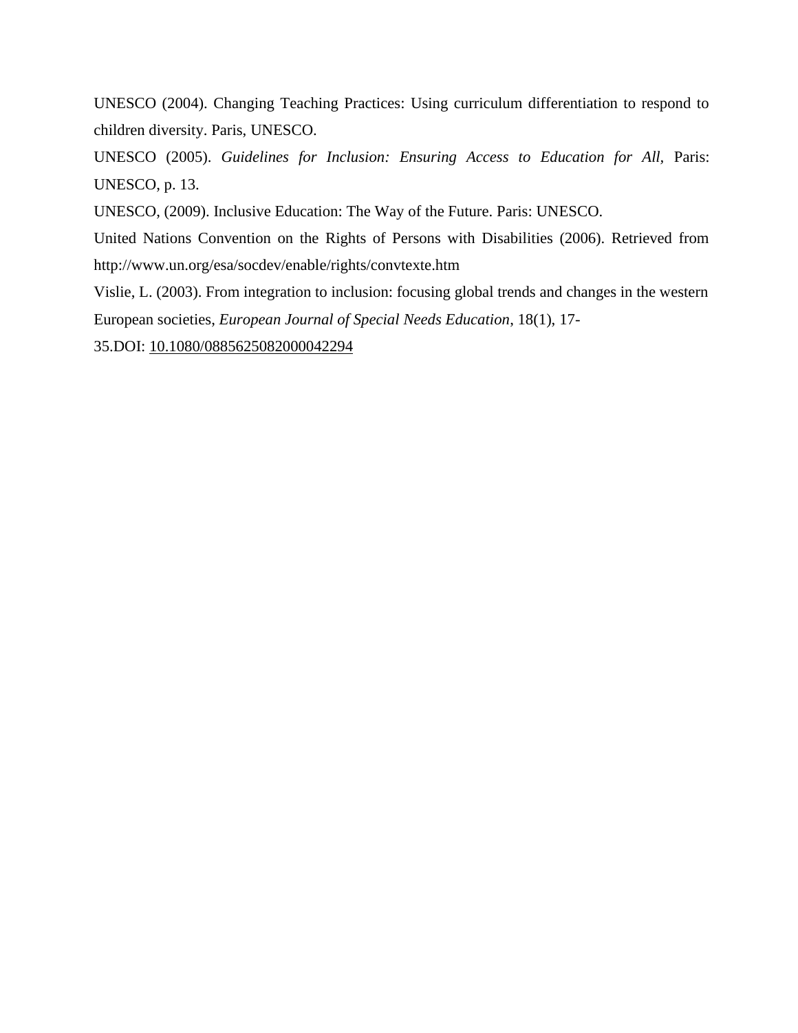UNESCO (2004). Changing Teaching Practices: Using curriculum differentiation to respond to children diversity. Paris, UNESCO.

UNESCO (2005). *Guidelines for Inclusion: Ensuring Access to Education for All*, Paris: UNESCO, p. 13.

UNESCO, (2009). Inclusive Education: The Way of the Future. Paris: UNESCO.

United Nations Convention on the Rights of Persons with Disabilities (2006). Retrieved from http://www.un.org/esa/socdev/enable/rights/convtexte.htm

Vislie, L. (2003). From integration to inclusion: focusing global trends and changes in the western European societies, *European Journal of Special Needs Education*, 18(1), 17-35.DOI: 10.1080/0885625082000042294